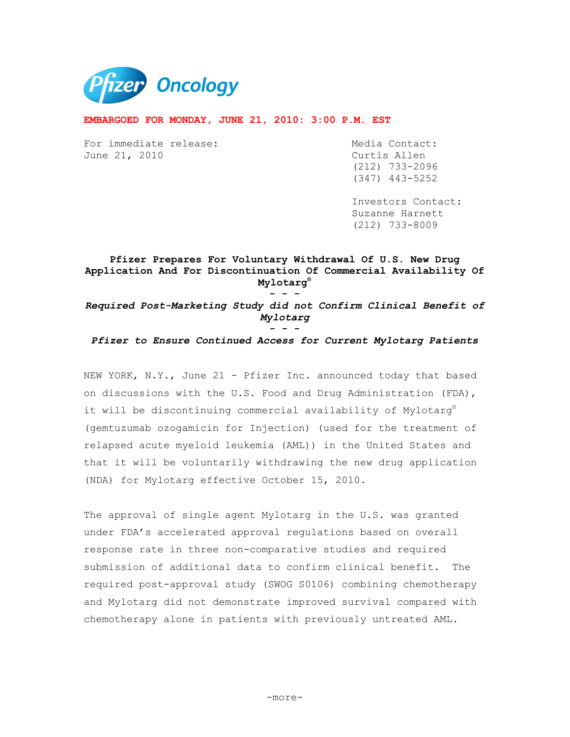Pfizer Oncology

**EMBARGOED FOR MONDAY, JUNE 21, 2010: 3:00 P.M. EST**

For immediate release:
June 21, 2010

Media Contact:
Curtis Allen
(212) 733-2096
(347) 443-5252

Investors Contact:
Suzanne Harnett
(212) 733-8009

## Pfizer Prepares For Voluntary Withdrawal Of U.S. New Drug Application And For Discontinuation Of Commercial Availability Of Mylotarg®

**- - -**

***Required Post-Marketing Study did not Confirm Clinical Benefit of Mylotarg***

**- - -**

***Pfizer to Ensure Continued Access for Current Mylotarg Patients***

NEW YORK, N.Y., June 21 - Pfizer Inc. announced today that based on discussions with the U.S. Food and Drug Administration (FDA), it will be discontinuing commercial availability of Mylotarg® (gemtuzumab ozogamicin for Injection) (used for the treatment of relapsed acute myeloid leukemia (AML)) in the United States and that it will be voluntarily withdrawing the new drug application (NDA) for Mylotarg effective October 15, 2010.

The approval of single agent Mylotarg in the U.S. was granted under FDA's accelerated approval regulations based on overall response rate in three non-comparative studies and required submission of additional data to confirm clinical benefit. The required post-approval study (SWOG S0106) combining chemotherapy and Mylotarg did not demonstrate improved survival compared with chemotherapy alone in patients with previously untreated AML.

-more-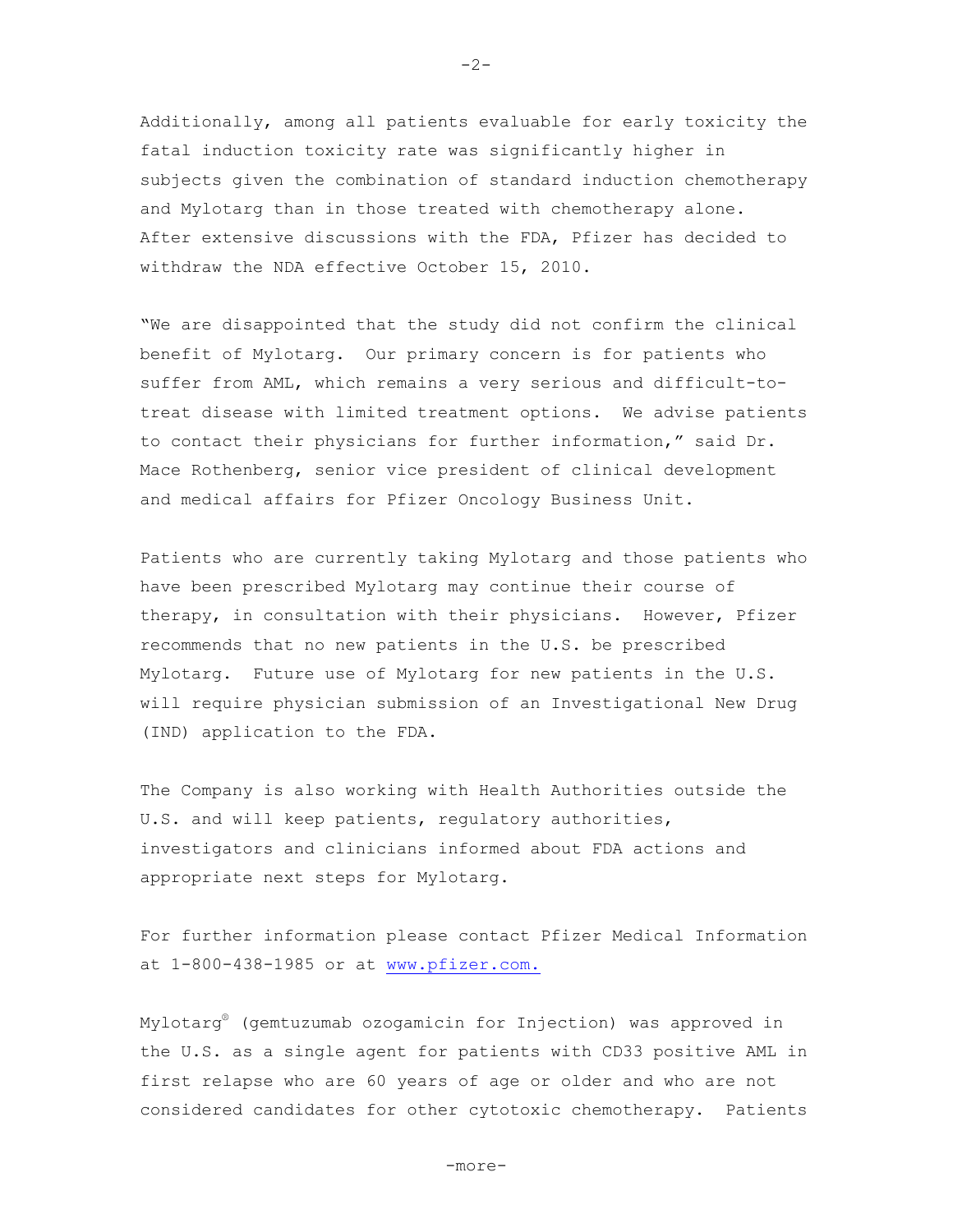Additionally, among all patients evaluable for early toxicity the fatal induction toxicity rate was significantly higher in subjects given the combination of standard induction chemotherapy and Mylotarg than in those treated with chemotherapy alone. After extensive discussions with the FDA, Pfizer has decided to withdraw the NDA effective October 15, 2010.

"We are disappointed that the study did not confirm the clinical benefit of Mylotarg. Our primary concern is for patients who suffer from AML, which remains a very serious and difficult-to-treat disease with limited treatment options. We advise patients to contact their physicians for further information," said Dr. Mace Rothenberg, senior vice president of clinical development and medical affairs for Pfizer Oncology Business Unit.

Patients who are currently taking Mylotarg and those patients who have been prescribed Mylotarg may continue their course of therapy, in consultation with their physicians. However, Pfizer recommends that no new patients in the U.S. be prescribed Mylotarg. Future use of Mylotarg for new patients in the U.S. will require physician submission of an Investigational New Drug (IND) application to the FDA.

The Company is also working with Health Authorities outside the U.S. and will keep patients, regulatory authorities, investigators and clinicians informed about FDA actions and appropriate next steps for Mylotarg.

For further information please contact Pfizer Medical Information at 1-800-438-1985 or at www.pfizer.com.

Mylotarg® (gemtuzumab ozogamicin for Injection) was approved in the U.S. as a single agent for patients with CD33 positive AML in first relapse who are 60 years of age or older and who are not considered candidates for other cytotoxic chemotherapy. Patients

-more-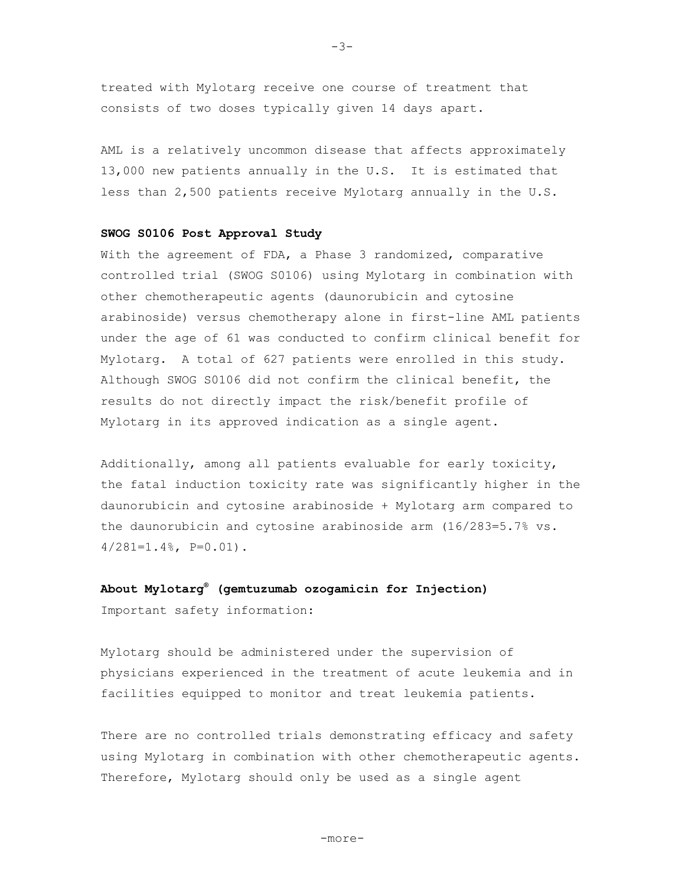treated with Mylotarg receive one course of treatment that consists of two doses typically given 14 days apart.

AML is a relatively uncommon disease that affects approximately 13,000 new patients annually in the U.S. It is estimated that less than 2,500 patients receive Mylotarg annually in the U.S.

**SWOG S0106 Post Approval Study**

With the agreement of FDA, a Phase 3 randomized, comparative controlled trial (SWOG S0106) using Mylotarg in combination with other chemotherapeutic agents (daunorubicin and cytosine arabinoside) versus chemotherapy alone in first-line AML patients under the age of 61 was conducted to confirm clinical benefit for Mylotarg. A total of 627 patients were enrolled in this study. Although SWOG S0106 did not confirm the clinical benefit, the results do not directly impact the risk/benefit profile of Mylotarg in its approved indication as a single agent.

Additionally, among all patients evaluable for early toxicity, the fatal induction toxicity rate was significantly higher in the daunorubicin and cytosine arabinoside + Mylotarg arm compared to the daunorubicin and cytosine arabinoside arm (16/283=5.7% vs. 4/281=1.4%, P=0.01).

**About Mylotarg® (gemtuzumab ozogamicin for Injection)**

Important safety information:

Mylotarg should be administered under the supervision of physicians experienced in the treatment of acute leukemia and in facilities equipped to monitor and treat leukemia patients.

There are no controlled trials demonstrating efficacy and safety using Mylotarg in combination with other chemotherapeutic agents. Therefore, Mylotarg should only be used as a single agent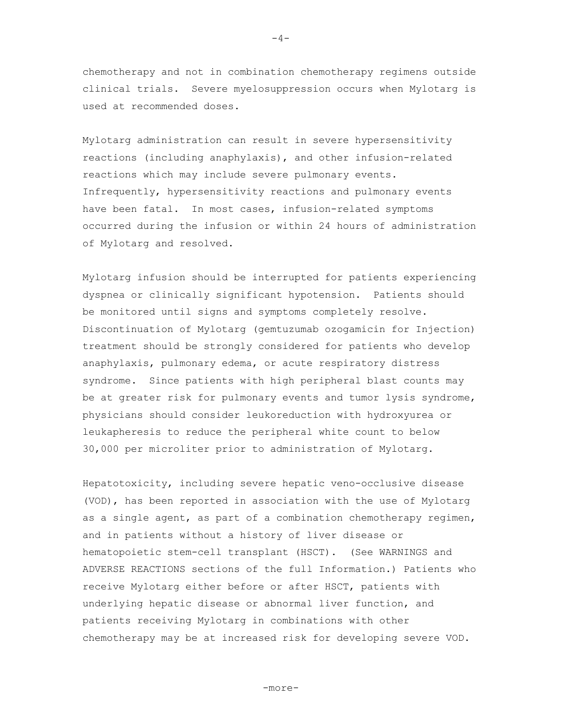chemotherapy and not in combination chemotherapy regimens outside clinical trials. Severe myelosuppression occurs when Mylotarg is used at recommended doses.

Mylotarg administration can result in severe hypersensitivity reactions (including anaphylaxis), and other infusion-related reactions which may include severe pulmonary events. Infrequently, hypersensitivity reactions and pulmonary events have been fatal. In most cases, infusion-related symptoms occurred during the infusion or within 24 hours of administration of Mylotarg and resolved.

Mylotarg infusion should be interrupted for patients experiencing dyspnea or clinically significant hypotension. Patients should be monitored until signs and symptoms completely resolve. Discontinuation of Mylotarg (gemtuzumab ozogamicin for Injection) treatment should be strongly considered for patients who develop anaphylaxis, pulmonary edema, or acute respiratory distress syndrome. Since patients with high peripheral blast counts may be at greater risk for pulmonary events and tumor lysis syndrome, physicians should consider leukoreduction with hydroxyurea or leukapheresis to reduce the peripheral white count to below 30,000 per microliter prior to administration of Mylotarg.

Hepatotoxicity, including severe hepatic veno-occlusive disease (VOD), has been reported in association with the use of Mylotarg as a single agent, as part of a combination chemotherapy regimen, and in patients without a history of liver disease or hematopoietic stem-cell transplant (HSCT). (See WARNINGS and ADVERSE REACTIONS sections of the full Information.) Patients who receive Mylotarg either before or after HSCT, patients with underlying hepatic disease or abnormal liver function, and patients receiving Mylotarg in combinations with other chemotherapy may be at increased risk for developing severe VOD.

-more-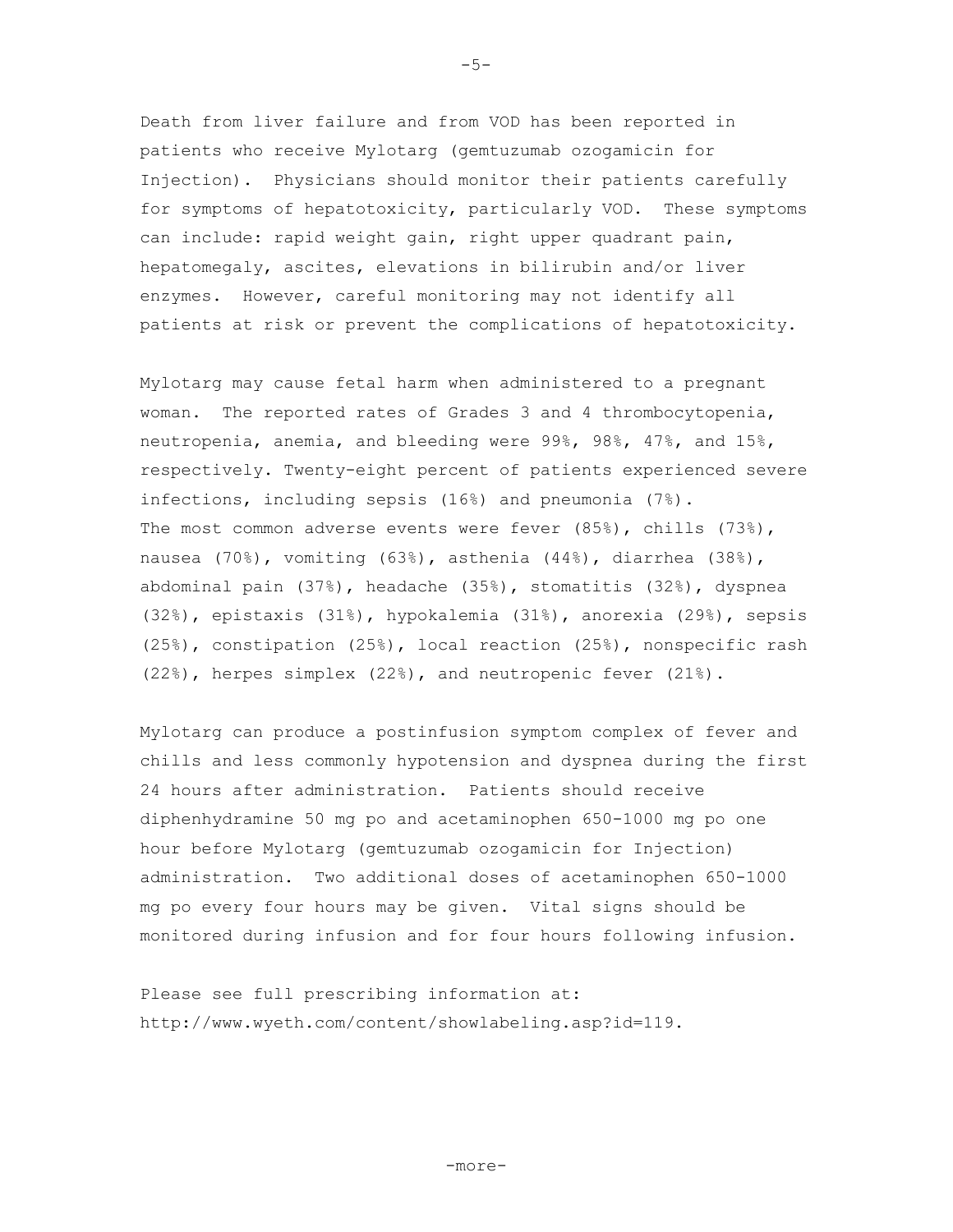Death from liver failure and from VOD has been reported in patients who receive Mylotarg (gemtuzumab ozogamicin for Injection). Physicians should monitor their patients carefully for symptoms of hepatotoxicity, particularly VOD. These symptoms can include: rapid weight gain, right upper quadrant pain, hepatomegaly, ascites, elevations in bilirubin and/or liver enzymes. However, careful monitoring may not identify all patients at risk or prevent the complications of hepatotoxicity.

Mylotarg may cause fetal harm when administered to a pregnant woman. The reported rates of Grades 3 and 4 thrombocytopenia, neutropenia, anemia, and bleeding were 99%, 98%, 47%, and 15%, respectively. Twenty-eight percent of patients experienced severe infections, including sepsis (16%) and pneumonia (7%). The most common adverse events were fever (85%), chills (73%), nausea (70%), vomiting (63%), asthenia (44%), diarrhea (38%), abdominal pain (37%), headache (35%), stomatitis (32%), dyspnea (32%), epistaxis (31%), hypokalemia (31%), anorexia (29%), sepsis (25%), constipation (25%), local reaction (25%), nonspecific rash (22%), herpes simplex (22%), and neutropenic fever (21%).

Mylotarg can produce a postinfusion symptom complex of fever and chills and less commonly hypotension and dyspnea during the first 24 hours after administration. Patients should receive diphenhydramine 50 mg po and acetaminophen 650-1000 mg po one hour before Mylotarg (gemtuzumab ozogamicin for Injection) administration. Two additional doses of acetaminophen 650-1000 mg po every four hours may be given. Vital signs should be monitored during infusion and for four hours following infusion.

Please see full prescribing information at: http://www.wyeth.com/content/showlabeling.asp?id=119.

-more-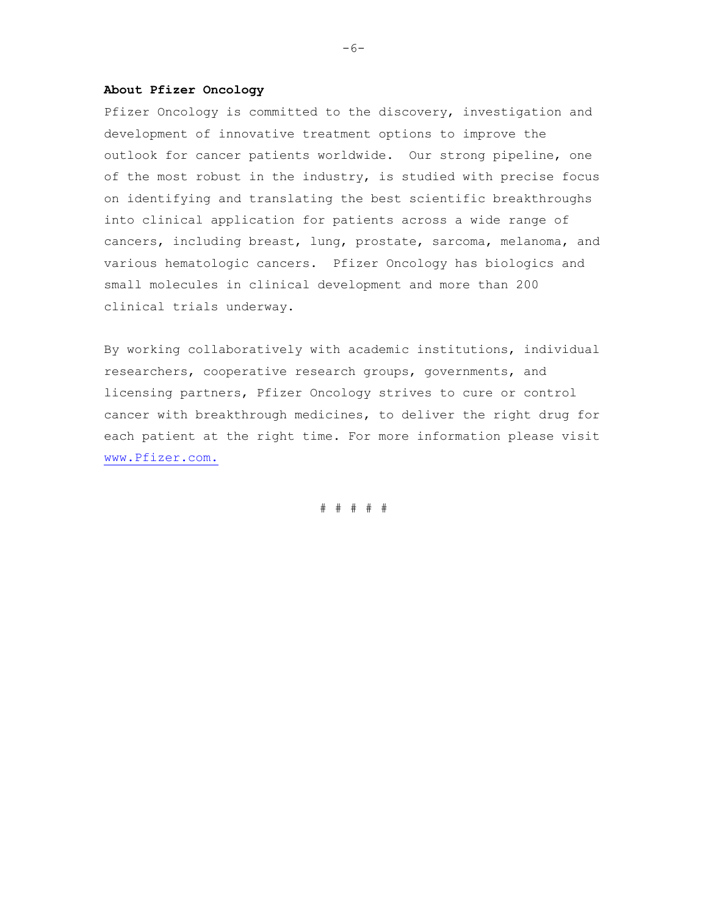**About Pfizer Oncology**

Pfizer Oncology is committed to the discovery, investigation and development of innovative treatment options to improve the outlook for cancer patients worldwide. Our strong pipeline, one of the most robust in the industry, is studied with precise focus on identifying and translating the best scientific breakthroughs into clinical application for patients across a wide range of cancers, including breast, lung, prostate, sarcoma, melanoma, and various hematologic cancers. Pfizer Oncology has biologics and small molecules in clinical development and more than 200 clinical trials underway.

By working collaboratively with academic institutions, individual researchers, cooperative research groups, governments, and licensing partners, Pfizer Oncology strives to cure or control cancer with breakthrough medicines, to deliver the right drug for each patient at the right time. For more information please visit www.Pfizer.com.

# # # # #